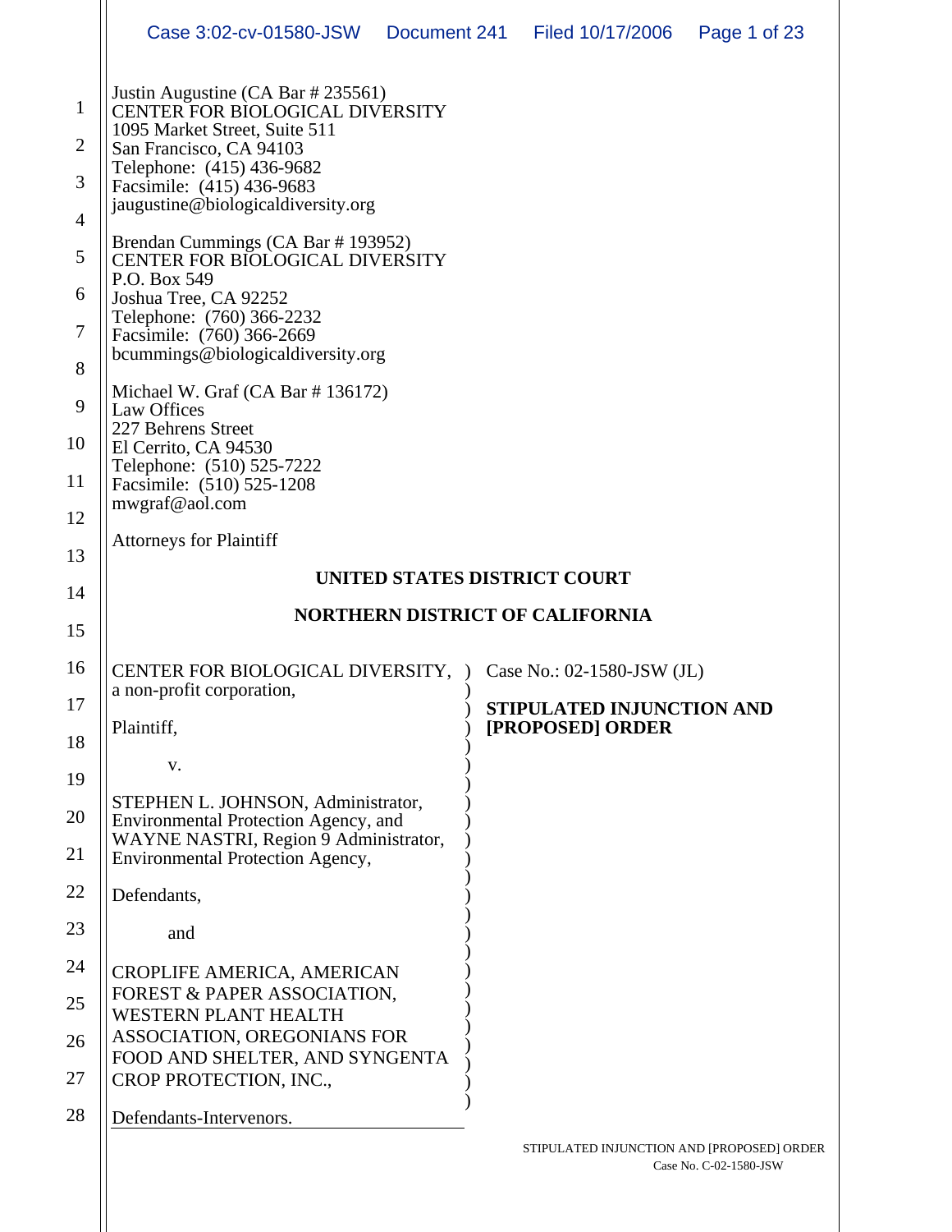Justin Augustine (CA Bar # 235561)
CENTER FOR BIOLOGICAL DIVERSITY
1095 Market Street, Suite 511
San Francisco, CA 94103
Telephone: (415) 436-9682
Facsimile: (415) 436-9683
jaugustine@biologicaldiversity.org

Brendan Cummings (CA Bar # 193952)
CENTER FOR BIOLOGICAL DIVERSITY
P.O. Box 549
Joshua Tree, CA 92252
Telephone: (760) 366-2232
Facsimile: (760) 366-2669
bcummings@biologicaldiversity.org

Michael W. Graf (CA Bar # 136172)
Law Offices
227 Behrens Street
El Cerrito, CA 94530
Telephone: (510) 525-7222
Facsimile: (510) 525-1208
mwgraf@aol.com

Attorneys for Plaintiff

**UNITED STATES DISTRICT COURT**

**NORTHERN DISTRICT OF CALIFORNIA**

| | |
|---|---|
| CENTER FOR BIOLOGICAL DIVERSITY, a non-profit corporation,<br><br>Plaintiff,<br><br>v.<br><br>STEPHEN L. JOHNSON, Administrator, Environmental Protection Agency, and WAYNE NASTRI, Region 9 Administrator, Environmental Protection Agency,<br><br>Defendants,<br><br>and<br><br>CROPLIFE AMERICA, AMERICAN FOREST & PAPER ASSOCIATION, WESTERN PLANT HEALTH ASSOCIATION, OREGONIANS FOR FOOD AND SHELTER, AND SYNGENTA CROP PROTECTION, INC.,<br><br>Defendants-Intervenors. | Case No.: 02-1580-JSW (JL)<br><br>**STIPULATED INJUNCTION AND [PROPOSED] ORDER** |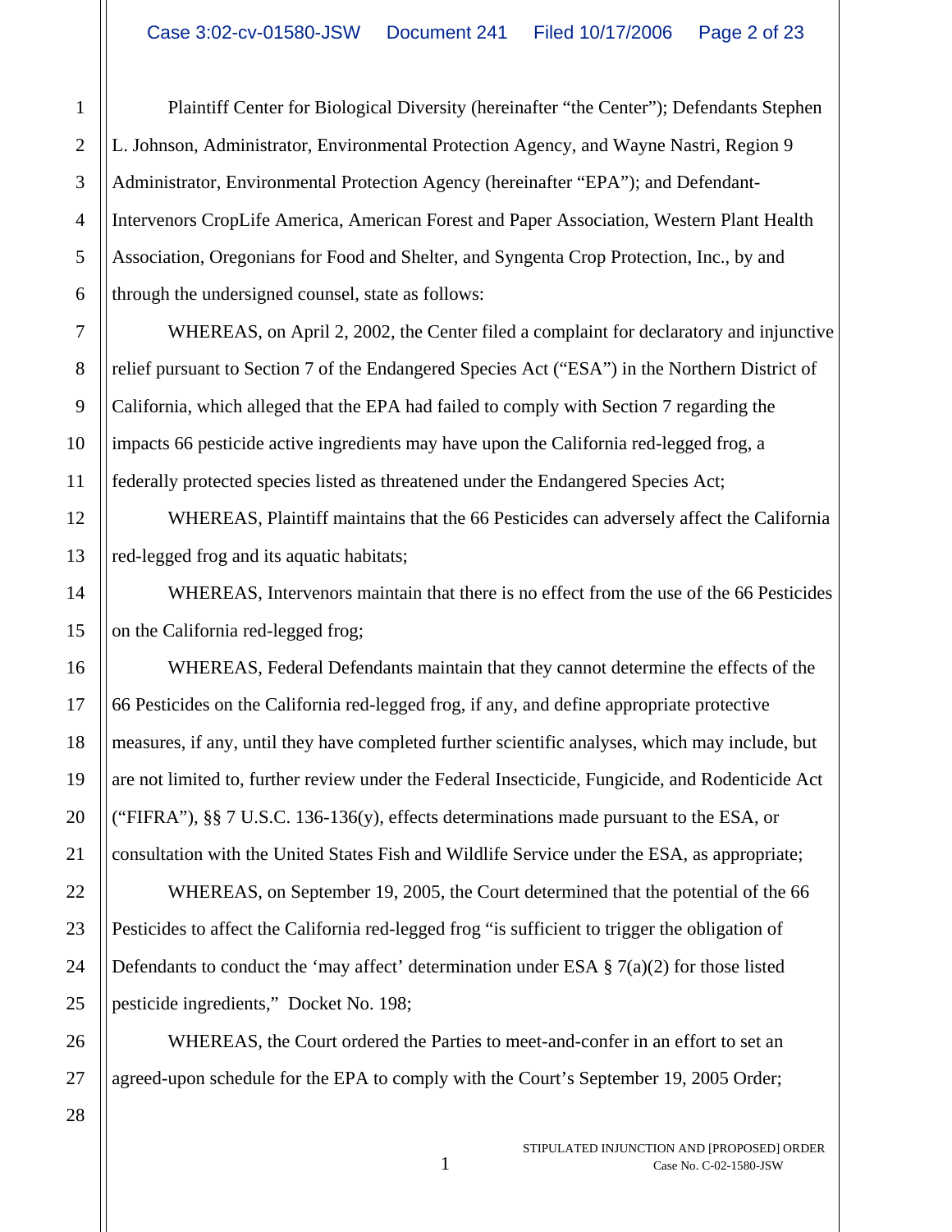Plaintiff Center for Biological Diversity (hereinafter "the Center"); Defendants Stephen L. Johnson, Administrator, Environmental Protection Agency, and Wayne Nastri, Region 9 Administrator, Environmental Protection Agency (hereinafter "EPA"); and Defendant-Intervenors CropLife America, American Forest and Paper Association, Western Plant Health Association, Oregonians for Food and Shelter, and Syngenta Crop Protection, Inc., by and through the undersigned counsel, state as follows:

WHEREAS, on April 2, 2002, the Center filed a complaint for declaratory and injunctive relief pursuant to Section 7 of the Endangered Species Act ("ESA") in the Northern District of California, which alleged that the EPA had failed to comply with Section 7 regarding the impacts 66 pesticide active ingredients may have upon the California red-legged frog, a federally protected species listed as threatened under the Endangered Species Act;

WHEREAS, Plaintiff maintains that the 66 Pesticides can adversely affect the California red-legged frog and its aquatic habitats;

WHEREAS, Intervenors maintain that there is no effect from the use of the 66 Pesticides on the California red-legged frog;

WHEREAS, Federal Defendants maintain that they cannot determine the effects of the 66 Pesticides on the California red-legged frog, if any, and define appropriate protective measures, if any, until they have completed further scientific analyses, which may include, but are not limited to, further review under the Federal Insecticide, Fungicide, and Rodenticide Act ("FIFRA"), §§ 7 U.S.C. 136-136(y), effects determinations made pursuant to the ESA, or consultation with the United States Fish and Wildlife Service under the ESA, as appropriate;

WHEREAS, on September 19, 2005, the Court determined that the potential of the 66 Pesticides to affect the California red-legged frog "is sufficient to trigger the obligation of Defendants to conduct the 'may affect' determination under ESA § 7(a)(2) for those listed pesticide ingredients," Docket No. 198;

WHEREAS, the Court ordered the Parties to meet-and-confer in an effort to set an agreed-upon schedule for the EPA to comply with the Court's September 19, 2005 Order;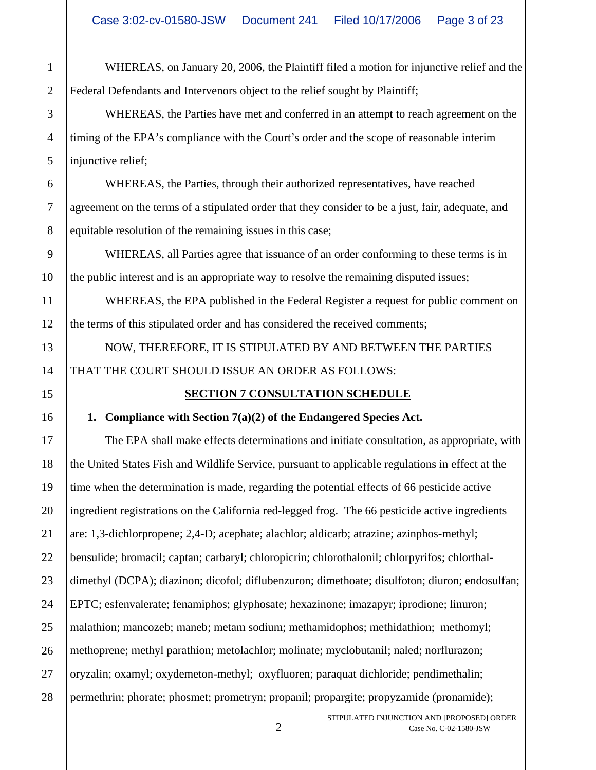WHEREAS, on January 20, 2006, the Plaintiff filed a motion for injunctive relief and the Federal Defendants and Intervenors object to the relief sought by Plaintiff;

WHEREAS, the Parties have met and conferred in an attempt to reach agreement on the timing of the EPA's compliance with the Court's order and the scope of reasonable interim injunctive relief;

WHEREAS, the Parties, through their authorized representatives, have reached agreement on the terms of a stipulated order that they consider to be a just, fair, adequate, and equitable resolution of the remaining issues in this case;

WHEREAS, all Parties agree that issuance of an order conforming to these terms is in the public interest and is an appropriate way to resolve the remaining disputed issues;

WHEREAS, the EPA published in the Federal Register a request for public comment on the terms of this stipulated order and has considered the received comments;

NOW, THEREFORE, IT IS STIPULATED BY AND BETWEEN THE PARTIES THAT THE COURT SHOULD ISSUE AN ORDER AS FOLLOWS:

## SECTION 7 CONSULTATION SCHEDULE

**1. Compliance with Section 7(a)(2) of the Endangered Species Act.**

The EPA shall make effects determinations and initiate consultation, as appropriate, with the United States Fish and Wildlife Service, pursuant to applicable regulations in effect at the time when the determination is made, regarding the potential effects of 66 pesticide active ingredient registrations on the California red-legged frog. The 66 pesticide active ingredients are: 1,3-dichlorpropene; 2,4-D; acephate; alachlor; aldicarb; atrazine; azinphos-methyl; bensulide; bromacil; captan; carbaryl; chloropicrin; chlorothalonil; chlorpyrifos; chlorthal-dimethyl (DCPA); diazinon; dicofol; diflubenzuron; dimethoate; disulfoton; diuron; endosulfan; EPTC; esfenvalerate; fenamiphos; glyphosate; hexazinone; imazapyr; iprodione; linuron; malathion; mancozeb; maneb; metam sodium; methamidophos; methidathion; methomyl; methoprene; methyl parathion; metolachlor; molinate; myclobutanil; naled; norflurazon; oryzalin; oxamyl; oxydemeton-methyl; oxyfluoren; paraquat dichloride; pendimethalin; permethrin; phorate; phosmet; prometryn; propanil; propargite; propyzamide (pronamide);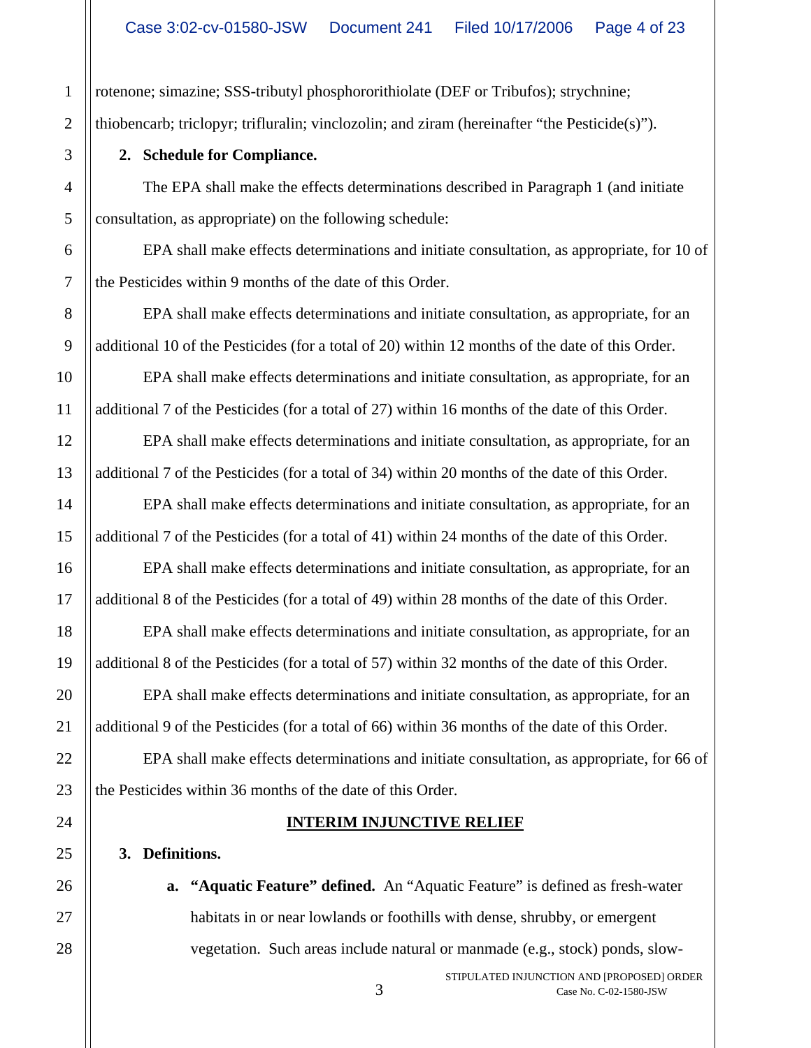rotenone; simazine; SSS-tributyl phosphororithiolate (DEF or Tribufos); strychnine; thiobencarb; triclopyr; trifluralin; vinclozolin; and ziram (hereinafter "the Pesticide(s)").

**2. Schedule for Compliance.**

The EPA shall make the effects determinations described in Paragraph 1 (and initiate consultation, as appropriate) on the following schedule:

EPA shall make effects determinations and initiate consultation, as appropriate, for 10 of the Pesticides within 9 months of the date of this Order.

EPA shall make effects determinations and initiate consultation, as appropriate, for an additional 10 of the Pesticides (for a total of 20) within 12 months of the date of this Order.

EPA shall make effects determinations and initiate consultation, as appropriate, for an additional 7 of the Pesticides (for a total of 27) within 16 months of the date of this Order.

EPA shall make effects determinations and initiate consultation, as appropriate, for an additional 7 of the Pesticides (for a total of 34) within 20 months of the date of this Order.

EPA shall make effects determinations and initiate consultation, as appropriate, for an additional 7 of the Pesticides (for a total of 41) within 24 months of the date of this Order.

EPA shall make effects determinations and initiate consultation, as appropriate, for an additional 8 of the Pesticides (for a total of 49) within 28 months of the date of this Order.

EPA shall make effects determinations and initiate consultation, as appropriate, for an additional 8 of the Pesticides (for a total of 57) within 32 months of the date of this Order.

EPA shall make effects determinations and initiate consultation, as appropriate, for an additional 9 of the Pesticides (for a total of 66) within 36 months of the date of this Order.

EPA shall make effects determinations and initiate consultation, as appropriate, for 66 of the Pesticides within 36 months of the date of this Order.

## INTERIM INJUNCTIVE RELIEF

**3. Definitions.**

**a. "Aquatic Feature" defined.** An "Aquatic Feature" is defined as fresh-water habitats in or near lowlands or foothills with dense, shrubby, or emergent vegetation. Such areas include natural or manmade (e.g., stock) ponds, slow-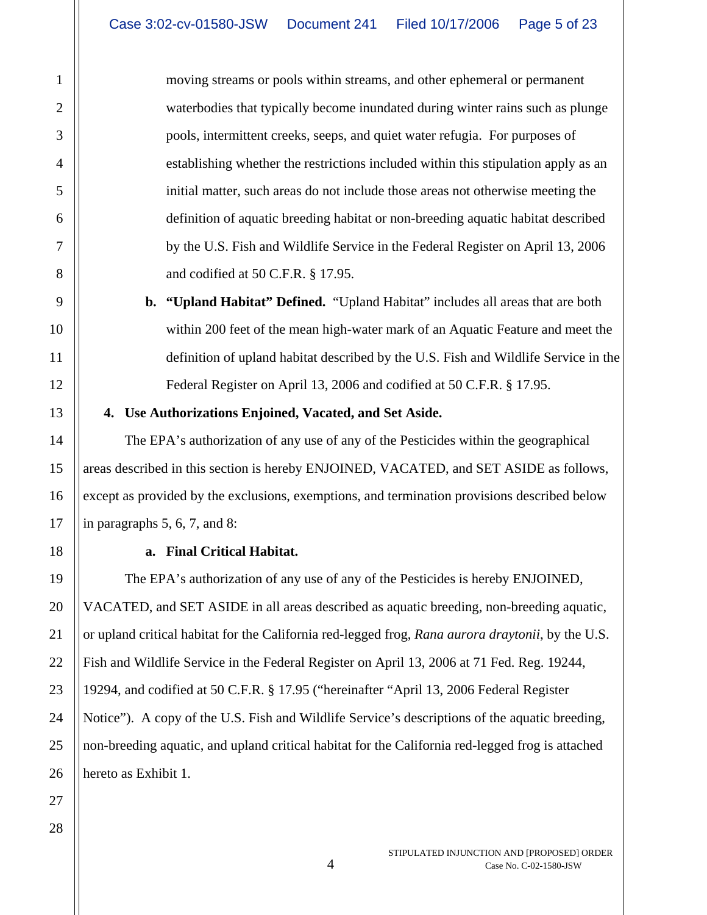moving streams or pools within streams, and other ephemeral or permanent waterbodies that typically become inundated during winter rains such as plunge pools, intermittent creeks, seeps, and quiet water refugia. For purposes of establishing whether the restrictions included within this stipulation apply as an initial matter, such areas do not include those areas not otherwise meeting the definition of aquatic breeding habitat or non-breeding aquatic habitat described by the U.S. Fish and Wildlife Service in the Federal Register on April 13, 2006 and codified at 50 C.F.R. § 17.95.

**b. "Upland Habitat" Defined.** "Upland Habitat" includes all areas that are both within 200 feet of the mean high-water mark of an Aquatic Feature and meet the definition of upland habitat described by the U.S. Fish and Wildlife Service in the Federal Register on April 13, 2006 and codified at 50 C.F.R. § 17.95.

**4. Use Authorizations Enjoined, Vacated, and Set Aside.**

The EPA's authorization of any use of any of the Pesticides within the geographical areas described in this section is hereby ENJOINED, VACATED, and SET ASIDE as follows, except as provided by the exclusions, exemptions, and termination provisions described below in paragraphs 5, 6, 7, and 8:

**a. Final Critical Habitat.**

The EPA's authorization of any use of any of the Pesticides is hereby ENJOINED, VACATED, and SET ASIDE in all areas described as aquatic breeding, non-breeding aquatic, or upland critical habitat for the California red-legged frog, *Rana aurora draytonii*, by the U.S. Fish and Wildlife Service in the Federal Register on April 13, 2006 at 71 Fed. Reg. 19244, 19294, and codified at 50 C.F.R. § 17.95 ("hereinafter "April 13, 2006 Federal Register Notice"). A copy of the U.S. Fish and Wildlife Service's descriptions of the aquatic breeding, non-breeding aquatic, and upland critical habitat for the California red-legged frog is attached hereto as Exhibit 1.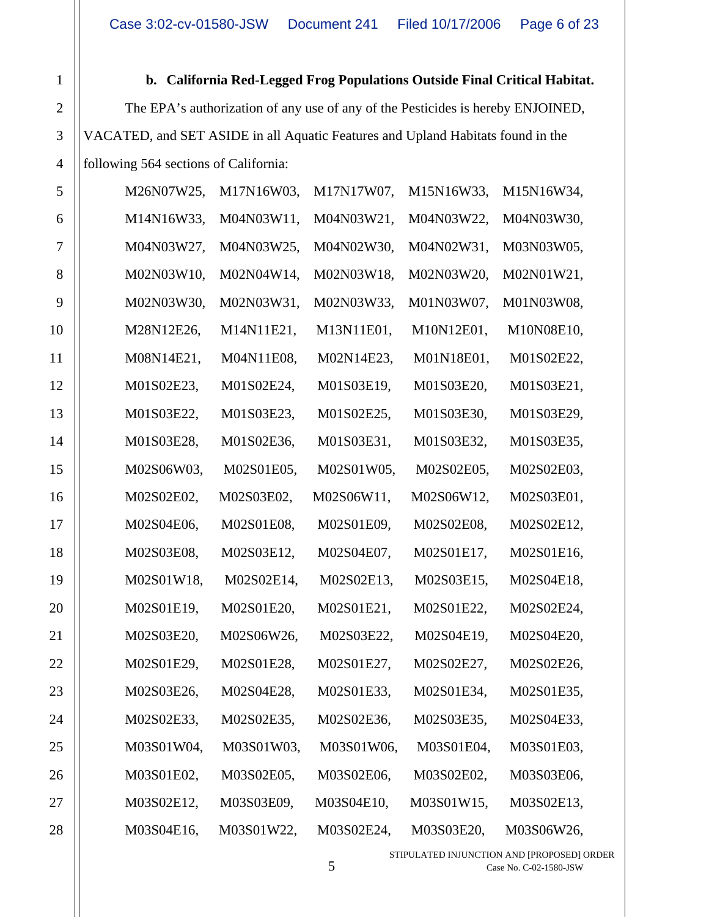**b. California Red-Legged Frog Populations Outside Final Critical Habitat.**

The EPA's authorization of any use of any of the Pesticides is hereby ENJOINED, VACATED, and SET ASIDE in all Aquatic Features and Upland Habitats found in the following 564 sections of California:

M26N07W25, M17N16W03, M17N17W07, M15N16W33, M15N16W34, M14N16W33, M04N03W11, M04N03W21, M04N03W22, M04N03W30, M04N03W27, M04N03W25, M04N02W30, M04N02W31, M03N03W05, M02N03W10, M02N04W14, M02N03W18, M02N03W20, M02N01W21, M02N03W30, M02N03W31, M02N03W33, M01N03W07, M01N03W08, M28N12E26, M14N11E21, M13N11E01, M10N12E01, M10N08E10, M08N14E21, M04N11E08, M02N14E23, M01N18E01, M01S02E22, M01S02E23, M01S02E24, M01S03E19, M01S03E20, M01S03E21, M01S03E22, M01S03E23, M01S02E25, M01S03E30, M01S03E29, M01S03E28, M01S02E36, M01S03E31, M01S03E32, M01S03E35, M02S06W03, M02S01E05, M02S01W05, M02S02E05, M02S02E03, M02S02E02, M02S03E02, M02S06W11, M02S06W12, M02S03E01, M02S04E06, M02S01E08, M02S01E09, M02S02E08, M02S02E12, M02S03E08, M02S03E12, M02S04E07, M02S01E17, M02S01E16, M02S01W18, M02S02E14, M02S02E13, M02S03E15, M02S04E18, M02S01E19, M02S01E20, M02S01E21, M02S01E22, M02S02E24, M02S03E20, M02S06W26, M02S03E22, M02S04E19, M02S04E20, M02S01E29, M02S01E28, M02S01E27, M02S02E27, M02S02E26, M02S03E26, M02S04E28, M02S01E33, M02S01E34, M02S01E35, M02S02E33, M02S02E35, M02S02E36, M02S03E35, M02S04E33, M03S01W04, M03S01W03, M03S01W06, M03S01E04, M03S01E03, M03S01E02, M03S02E05, M03S02E06, M03S02E02, M03S03E06, M03S02E12, M03S03E09, M03S04E10, M03S01W15, M03S02E13, M03S04E16, M03S01W22, M03S02E24, M03S03E20, M03S06W26,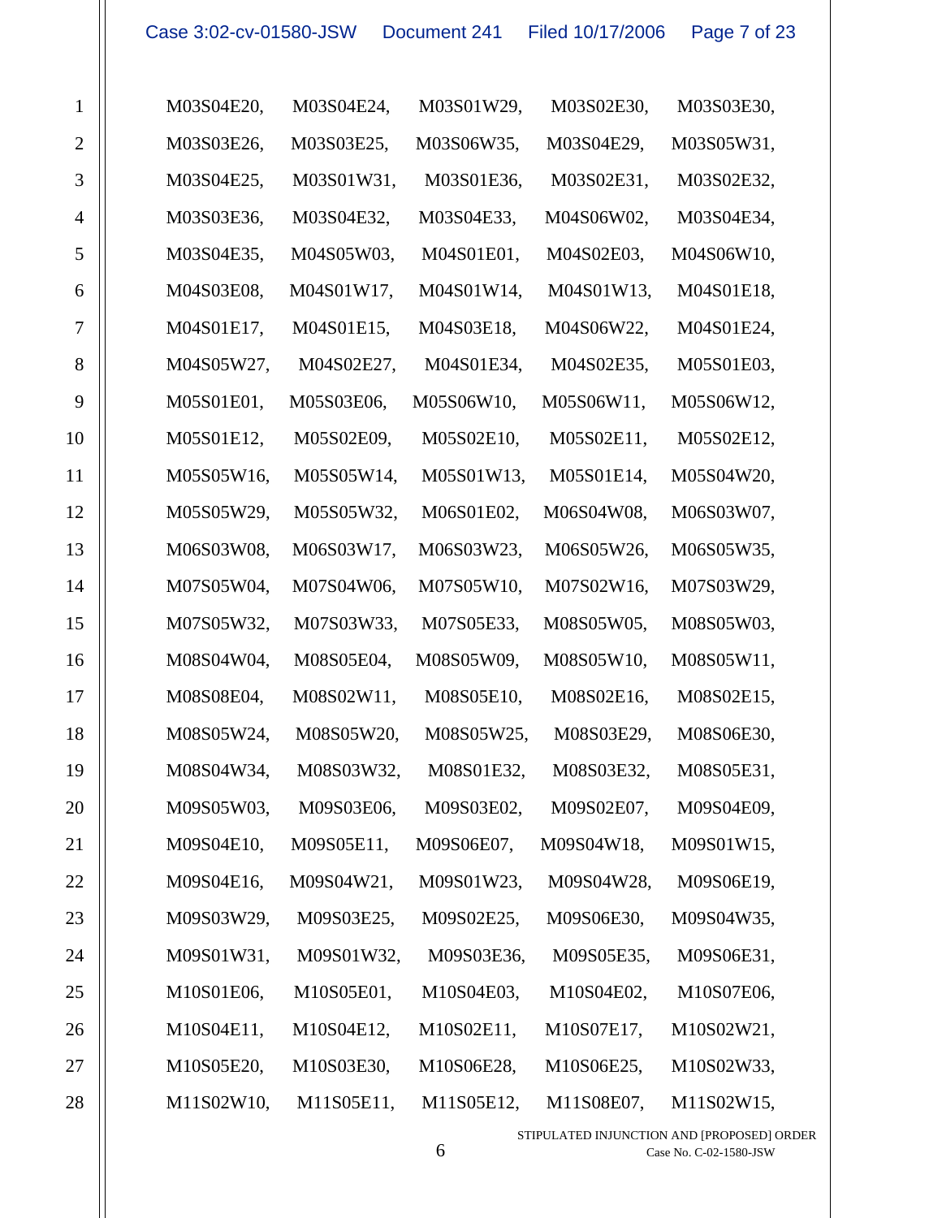M03S04E20, M03S04E24, M03S01W29, M03S02E30, M03S03E30,
M03S03E26, M03S03E25, M03S06W35, M03S04E29, M03S05W31,
M03S04E25, M03S01W31, M03S01E36, M03S02E31, M03S02E32,
M03S03E36, M03S04E32, M03S04E33, M04S06W02, M03S04E34,
M03S04E35, M04S05W03, M04S01E01, M04S02E03, M04S06W10,
M04S03E08, M04S01W17, M04S01W14, M04S01W13, M04S01E18,
M04S01E17, M04S01E15, M04S03E18, M04S06W22, M04S01E24,
M04S05W27, M04S02E27, M04S01E34, M04S02E35, M05S01E03,
M05S01E01, M05S03E06, M05S06W10, M05S06W11, M05S06W12,
M05S01E12, M05S02E09, M05S02E10, M05S02E11, M05S02E12,
M05S05W16, M05S05W14, M05S01W13, M05S01E14, M05S04W20,
M05S05W29, M05S05W32, M06S01E02, M06S04W08, M06S03W07,
M06S03W08, M06S03W17, M06S03W23, M06S05W26, M06S05W35,
M07S05W04, M07S04W06, M07S05W10, M07S02W16, M07S03W29,
M07S05W32, M07S03W33, M07S05E33, M08S05W05, M08S05W03,
M08S04W04, M08S05E04, M08S05W09, M08S05W10, M08S05W11,
M08S08E04, M08S02W11, M08S05E10, M08S02E16, M08S02E15,
M08S05W24, M08S05W20, M08S05W25, M08S03E29, M08S06E30,
M08S04W34, M08S03W32, M08S01E32, M08S03E32, M08S05E31,
M09S05W03, M09S03E06, M09S03E02, M09S02E07, M09S04E09,
M09S04E10, M09S05E11, M09S06E07, M09S04W18, M09S01W15,
M09S04E16, M09S04W21, M09S01W23, M09S04W28, M09S06E19,
M09S03W29, M09S03E25, M09S02E25, M09S06E30, M09S04W35,
M09S01W31, M09S01W32, M09S03E36, M09S05E35, M09S06E31,
M10S01E06, M10S05E01, M10S04E03, M10S04E02, M10S07E06,
M10S04E11, M10S04E12, M10S02E11, M10S07E17, M10S02W21,
M10S05E20, M10S03E30, M10S06E28, M10S06E25, M10S02W33,
M11S02W10, M11S05E11, M11S05E12, M11S08E07, M11S02W15,

STIPULATED INJUNCTION AND [PROPOSED] ORDER
Case No. C-02-1580-JSW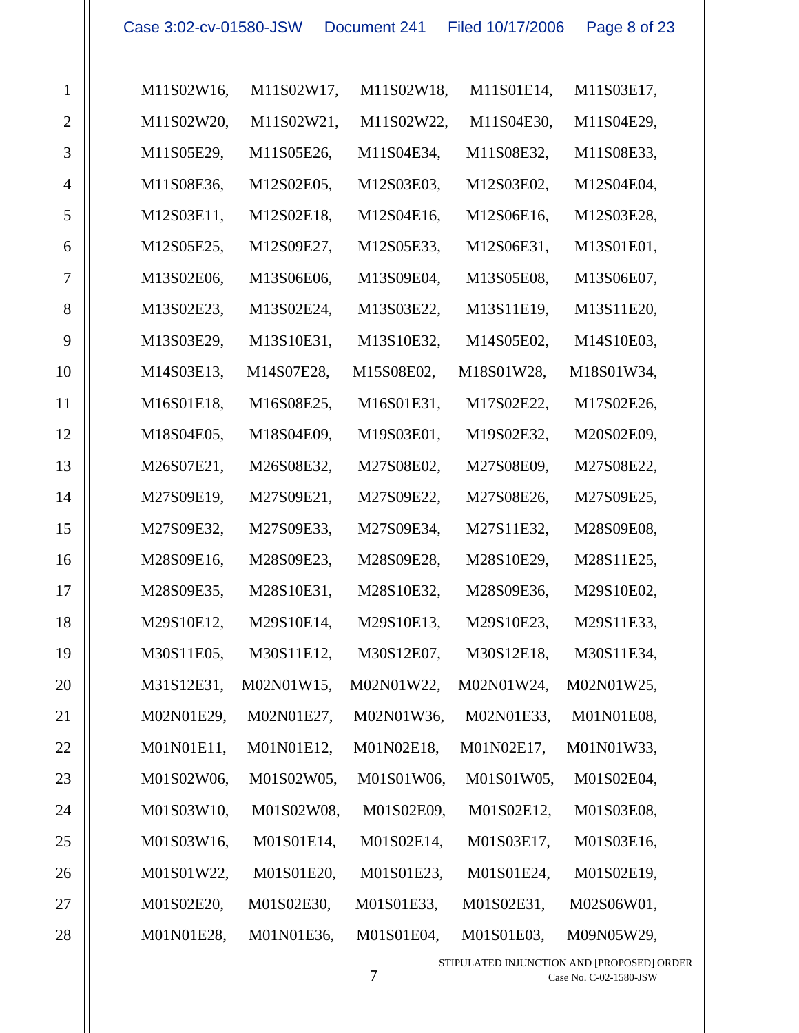M11S02W16, M11S02W17, M11S02W18, M11S01E14, M11S03E17,
M11S02W20, M11S02W21, M11S02W22, M11S04E30, M11S04E29,
M11S05E29, M11S05E26, M11S04E34, M11S08E32, M11S08E33,
M11S08E36, M12S02E05, M12S03E03, M12S03E02, M12S04E04,
M12S03E11, M12S02E18, M12S04E16, M12S06E16, M12S03E28,
M12S05E25, M12S09E27, M12S05E33, M12S06E31, M13S01E01,
M13S02E06, M13S06E06, M13S09E04, M13S05E08, M13S06E07,
M13S02E23, M13S02E24, M13S03E22, M13S11E19, M13S11E20,
M13S03E29, M13S10E31, M13S10E32, M14S05E02, M14S10E03,
M14S03E13, M14S07E28, M15S08E02, M18S01W28, M18S01W34,
M16S01E18, M16S08E25, M16S01E31, M17S02E22, M17S02E26,
M18S04E05, M18S04E09, M19S03E01, M19S02E32, M20S02E09,
M26S07E21, M26S08E32, M27S08E02, M27S08E09, M27S08E22,
M27S09E19, M27S09E21, M27S09E22, M27S08E26, M27S09E25,
M27S09E32, M27S09E33, M27S09E34, M27S11E32, M28S09E08,
M28S09E16, M28S09E23, M28S09E28, M28S10E29, M28S11E25,
M28S09E35, M28S10E31, M28S10E32, M28S09E36, M29S10E02,
M29S10E12, M29S10E14, M29S10E13, M29S10E23, M29S11E33,
M30S11E05, M30S11E12, M30S12E07, M30S12E18, M30S11E34,
M31S12E31, M02N01W15, M02N01W22, M02N01W24, M02N01W25,
M02N01E29, M02N01E27, M02N01W36, M02N01E33, M01N01E08,
M01N01E11, M01N01E12, M01N02E18, M01N02E17, M01N01W33,
M01S02W06, M01S02W05, M01S01W06, M01S01W05, M01S02E04,
M01S03W10, M01S02W08, M01S02E09, M01S02E12, M01S03E08,
M01S03W16, M01S01E14, M01S02E14, M01S03E17, M01S03E16,
M01S01W22, M01S01E20, M01S01E23, M01S01E24, M01S02E19,
M01S02E20, M01S02E30, M01S01E33, M01S02E31, M02S06W01,
M01N01E28, M01N01E36, M01S01E04, M01S01E03, M09N05W29,

STIPULATED INJUNCTION AND [PROPOSED] ORDER
Case No. C-02-1580-JSW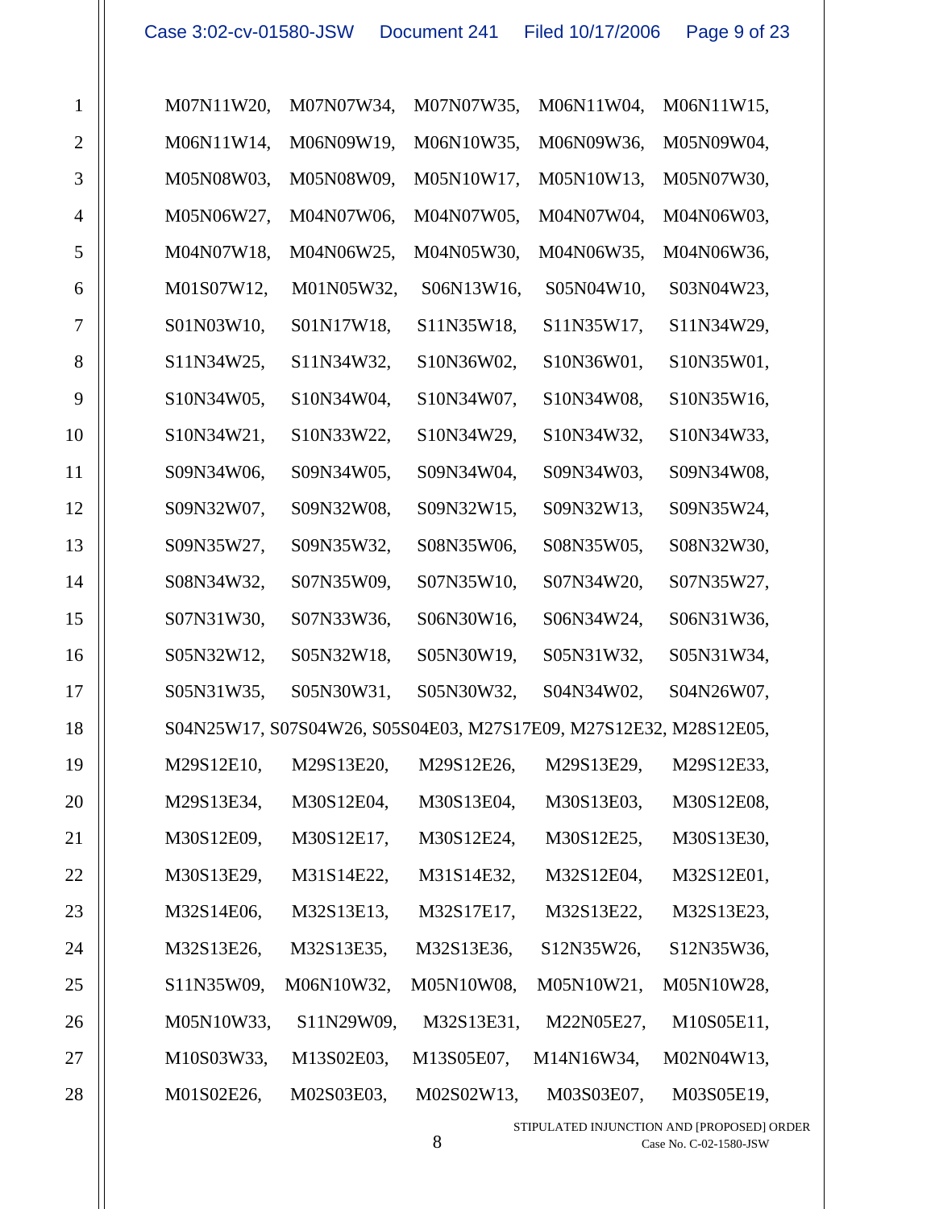M07N11W20, M07N07W34, M07N07W35, M06N11W04, M06N11W15, M06N11W14, M06N09W19, M06N10W35, M06N09W36, M05N09W04, M05N08W03, M05N08W09, M05N10W17, M05N10W13, M05N07W30, M05N06W27, M04N07W06, M04N07W05, M04N07W04, M04N06W03, M04N07W18, M04N06W25, M04N05W30, M04N06W35, M04N06W36, M01S07W12, M01N05W32, S06N13W16, S05N04W10, S03N04W23, S01N03W10, S01N17W18, S11N35W18, S11N35W17, S11N34W29, S11N34W25, S11N34W32, S10N36W02, S10N36W01, S10N35W01, S10N34W05, S10N34W04, S10N34W07, S10N34W08, S10N35W16, S10N34W21, S10N33W22, S10N34W29, S10N34W32, S10N34W33, S09N34W06, S09N34W05, S09N34W04, S09N34W03, S09N34W08, S09N32W07, S09N32W08, S09N32W15, S09N32W13, S09N35W24, S09N35W27, S09N35W32, S08N35W06, S08N35W05, S08N32W30, S08N34W32, S07N35W09, S07N35W10, S07N34W20, S07N35W27, S07N31W30, S07N33W36, S06N30W16, S06N34W24, S06N31W36, S05N32W12, S05N32W18, S05N30W19, S05N31W32, S05N31W34, S05N31W35, S05N30W31, S05N30W32, S04N34W02, S04N26W07, S04N25W17, S07S04W26, S05S04E03, M27S17E09, M27S12E32, M28S12E05, M29S12E10, M29S13E20, M29S12E26, M29S13E29, M29S12E33, M29S13E34, M30S12E04, M30S13E04, M30S13E03, M30S12E08, M30S12E09, M30S12E17, M30S12E24, M30S12E25, M30S13E30, M30S13E29, M31S14E22, M31S14E32, M32S12E04, M32S12E01, M32S14E06, M32S13E13, M32S17E17, M32S13E22, M32S13E23, M32S13E26, M32S13E35, M32S13E36, S12N35W26, S12N35W36, S11N35W09, M06N10W32, M05N10W08, M05N10W21, M05N10W28, M05N10W33, S11N29W09, M32S13E31, M22N05E27, M10S05E11, M10S03W33, M13S02E03, M13S05E07, M14N16W34, M02N04W13, M01S02E26, M02S03E03, M02S02W13, M03S03E07, M03S05E19,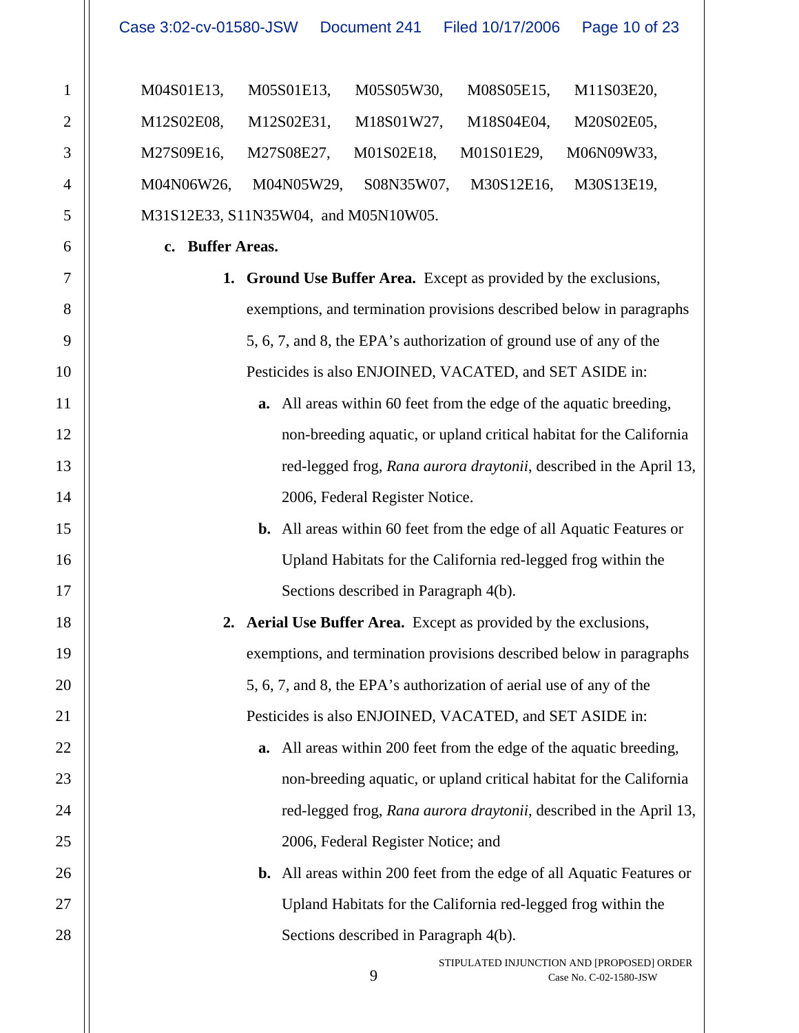M04S01E13, M05S01E13, M05S05W30, M08S05E15, M11S03E20, M12S02E08, M12S02E31, M18S01W27, M18S04E04, M20S02E05, M27S09E16, M27S08E27, M01S02E18, M01S01E29, M06N09W33, M04N06W26, M04N05W29, S08N35W07, M30S12E16, M30S13E19, M31S12E33, S11N35W04, and M05N10W05.

**c. Buffer Areas.**

**1. Ground Use Buffer Area.** Except as provided by the exclusions, exemptions, and termination provisions described below in paragraphs 5, 6, 7, and 8, the EPA's authorization of ground use of any of the Pesticides is also ENJOINED, VACATED, and SET ASIDE in:

**a.** All areas within 60 feet from the edge of the aquatic breeding, non-breeding aquatic, or upland critical habitat for the California red-legged frog, *Rana aurora draytonii*, described in the April 13, 2006, Federal Register Notice.

**b.** All areas within 60 feet from the edge of all Aquatic Features or Upland Habitats for the California red-legged frog within the Sections described in Paragraph 4(b).

**2. Aerial Use Buffer Area.** Except as provided by the exclusions, exemptions, and termination provisions described below in paragraphs 5, 6, 7, and 8, the EPA's authorization of aerial use of any of the Pesticides is also ENJOINED, VACATED, and SET ASIDE in:

**a.** All areas within 200 feet from the edge of the aquatic breeding, non-breeding aquatic, or upland critical habitat for the California red-legged frog, *Rana aurora draytonii*, described in the April 13, 2006, Federal Register Notice; and

**b.** All areas within 200 feet from the edge of all Aquatic Features or Upland Habitats for the California red-legged frog within the Sections described in Paragraph 4(b).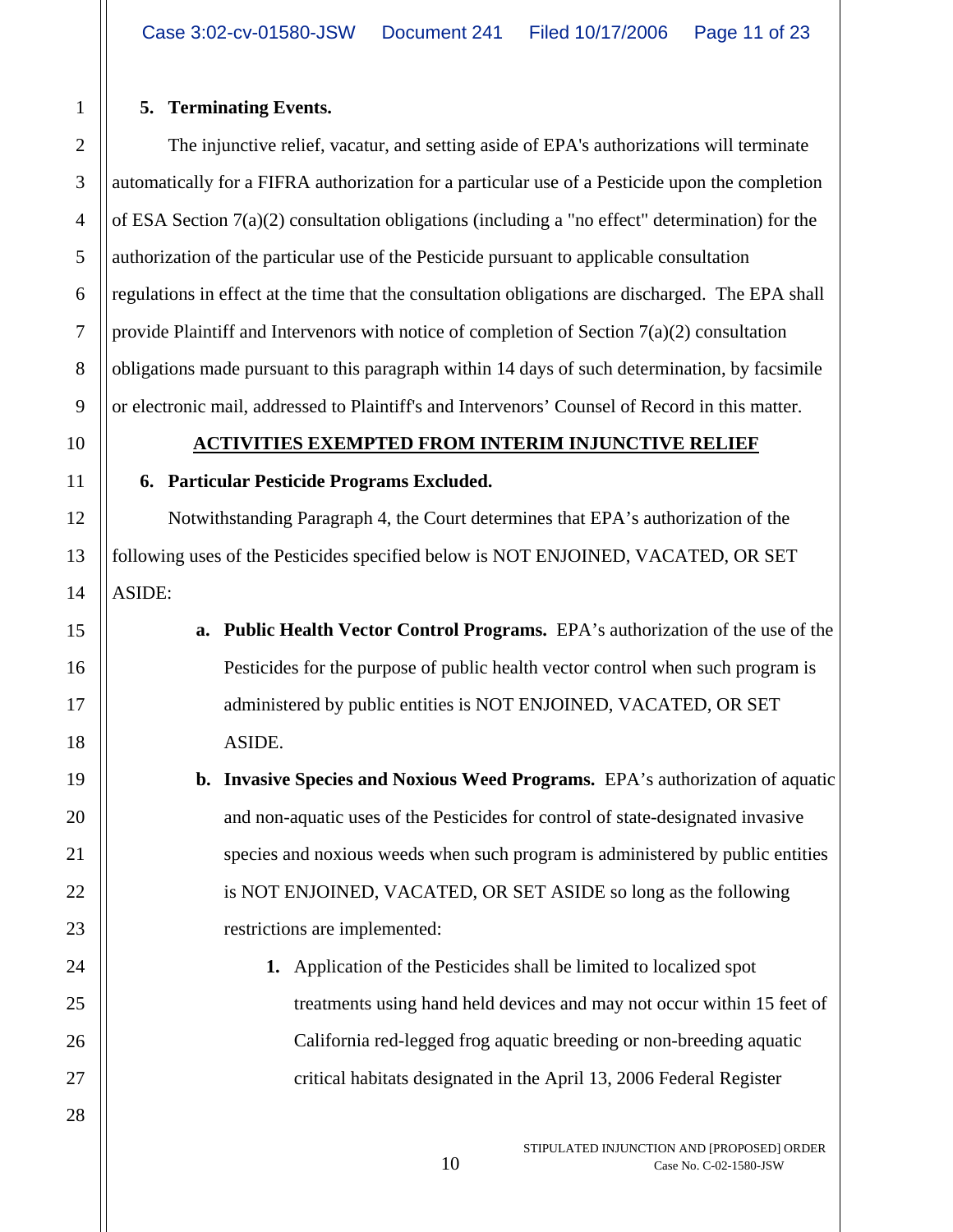**5. Terminating Events.**

The injunctive relief, vacatur, and setting aside of EPA's authorizations will terminate automatically for a FIFRA authorization for a particular use of a Pesticide upon the completion of ESA Section 7(a)(2) consultation obligations (including a "no effect" determination) for the authorization of the particular use of the Pesticide pursuant to applicable consultation regulations in effect at the time that the consultation obligations are discharged. The EPA shall provide Plaintiff and Intervenors with notice of completion of Section 7(a)(2) consultation obligations made pursuant to this paragraph within 14 days of such determination, by facsimile or electronic mail, addressed to Plaintiff's and Intervenors' Counsel of Record in this matter.

## ACTIVITIES EXEMPTED FROM INTERIM INJUNCTIVE RELIEF

**6. Particular Pesticide Programs Excluded.**

Notwithstanding Paragraph 4, the Court determines that EPA's authorization of the following uses of the Pesticides specified below is NOT ENJOINED, VACATED, OR SET ASIDE:

**a. Public Health Vector Control Programs.** EPA's authorization of the use of the Pesticides for the purpose of public health vector control when such program is administered by public entities is NOT ENJOINED, VACATED, OR SET ASIDE.

**b. Invasive Species and Noxious Weed Programs.** EPA's authorization of aquatic and non-aquatic uses of the Pesticides for control of state-designated invasive species and noxious weeds when such program is administered by public entities is NOT ENJOINED, VACATED, OR SET ASIDE so long as the following restrictions are implemented:

**1.** Application of the Pesticides shall be limited to localized spot treatments using hand held devices and may not occur within 15 feet of California red-legged frog aquatic breeding or non-breeding aquatic critical habitats designated in the April 13, 2006 Federal Register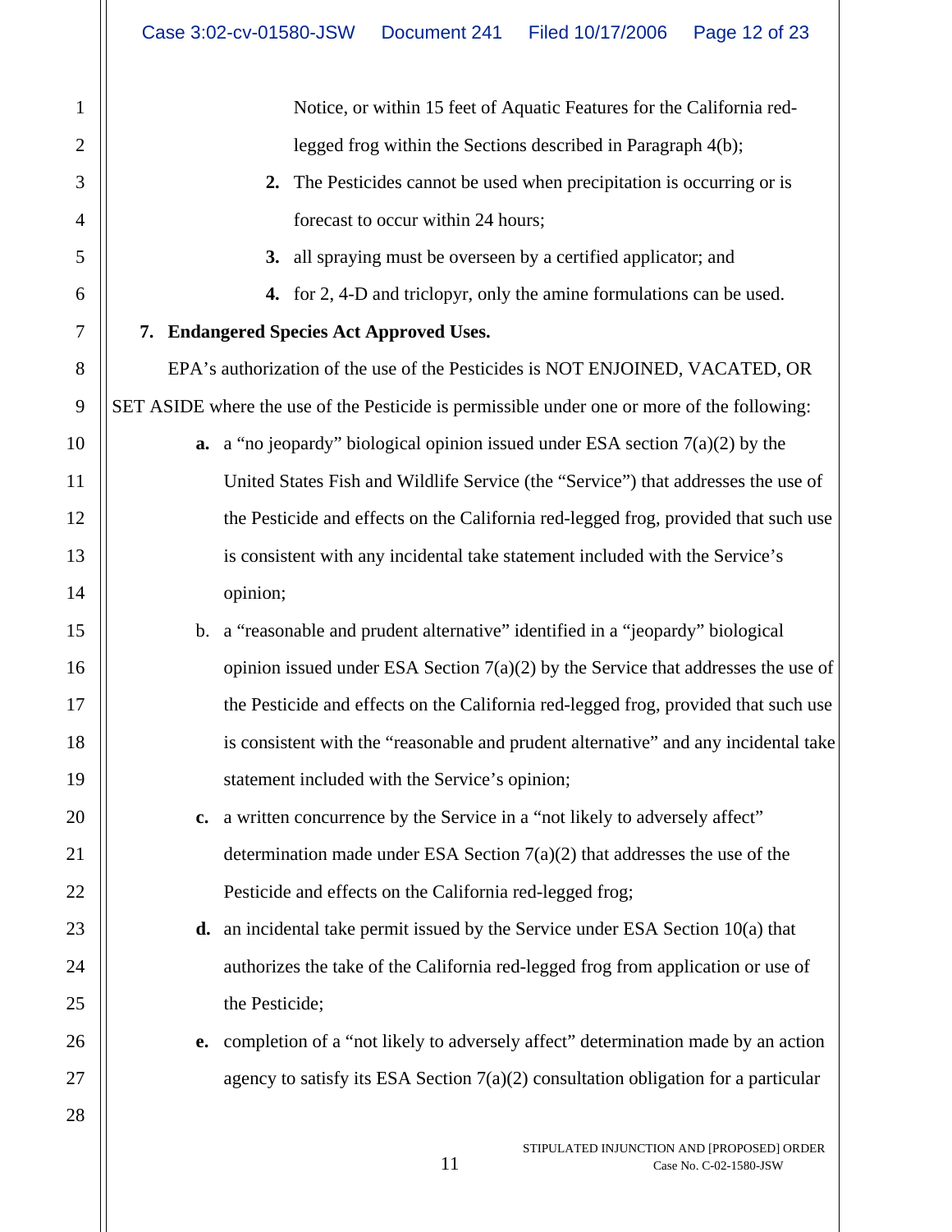Notice, or within 15 feet of Aquatic Features for the California red-legged frog within the Sections described in Paragraph 4(b);

**2.** The Pesticides cannot be used when precipitation is occurring or is forecast to occur within 24 hours;

**3.** all spraying must be overseen by a certified applicator; and

**4.** for 2, 4-D and triclopyr, only the amine formulations can be used.

**7. Endangered Species Act Approved Uses.**

EPA's authorization of the use of the Pesticides is NOT ENJOINED, VACATED, OR SET ASIDE where the use of the Pesticide is permissible under one or more of the following:

**a.** a "no jeopardy" biological opinion issued under ESA section 7(a)(2) by the United States Fish and Wildlife Service (the "Service") that addresses the use of the Pesticide and effects on the California red-legged frog, provided that such use is consistent with any incidental take statement included with the Service's opinion;

b. a "reasonable and prudent alternative" identified in a "jeopardy" biological opinion issued under ESA Section 7(a)(2) by the Service that addresses the use of the Pesticide and effects on the California red-legged frog, provided that such use is consistent with the "reasonable and prudent alternative" and any incidental take statement included with the Service's opinion;

**c.** a written concurrence by the Service in a "not likely to adversely affect" determination made under ESA Section 7(a)(2) that addresses the use of the Pesticide and effects on the California red-legged frog;

**d.** an incidental take permit issued by the Service under ESA Section 10(a) that authorizes the take of the California red-legged frog from application or use of the Pesticide;

**e.** completion of a "not likely to adversely affect" determination made by an action agency to satisfy its ESA Section 7(a)(2) consultation obligation for a particular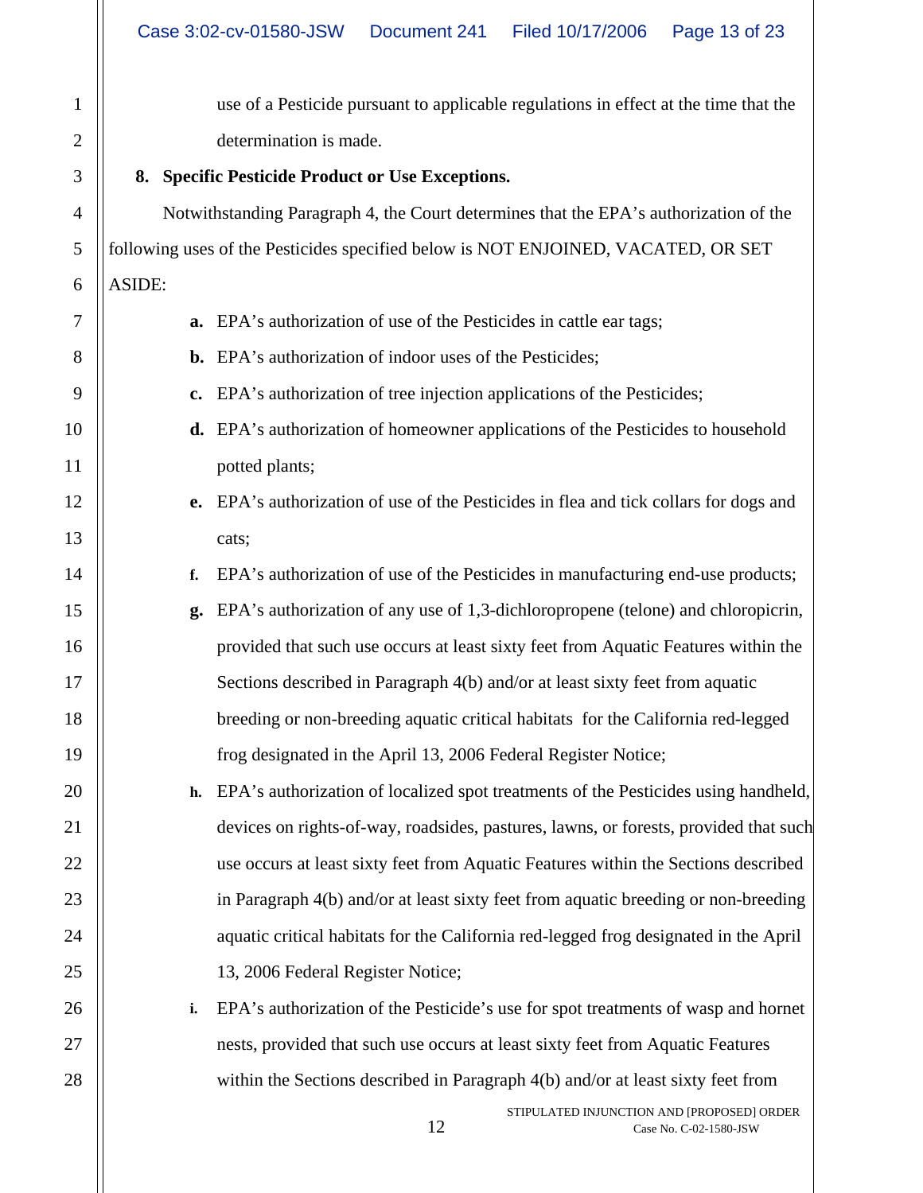use of a Pesticide pursuant to applicable regulations in effect at the time that the determination is made.

**8. Specific Pesticide Product or Use Exceptions.**

Notwithstanding Paragraph 4, the Court determines that the EPA's authorization of the following uses of the Pesticides specified below is NOT ENJOINED, VACATED, OR SET ASIDE:

**a.** EPA's authorization of use of the Pesticides in cattle ear tags;

**b.** EPA's authorization of indoor uses of the Pesticides;

**c.** EPA's authorization of tree injection applications of the Pesticides;

**d.** EPA's authorization of homeowner applications of the Pesticides to household potted plants;

**e.** EPA's authorization of use of the Pesticides in flea and tick collars for dogs and cats;

**f.** EPA's authorization of use of the Pesticides in manufacturing end-use products;

**g.** EPA's authorization of any use of 1,3-dichloropropene (telone) and chloropicrin, provided that such use occurs at least sixty feet from Aquatic Features within the Sections described in Paragraph 4(b) and/or at least sixty feet from aquatic breeding or non-breeding aquatic critical habitats for the California red-legged frog designated in the April 13, 2006 Federal Register Notice;

**h.** EPA's authorization of localized spot treatments of the Pesticides using handheld, devices on rights-of-way, roadsides, pastures, lawns, or forests, provided that such use occurs at least sixty feet from Aquatic Features within the Sections described in Paragraph 4(b) and/or at least sixty feet from aquatic breeding or non-breeding aquatic critical habitats for the California red-legged frog designated in the April 13, 2006 Federal Register Notice;

**i.** EPA's authorization of the Pesticide's use for spot treatments of wasp and hornet nests, provided that such use occurs at least sixty feet from Aquatic Features within the Sections described in Paragraph 4(b) and/or at least sixty feet from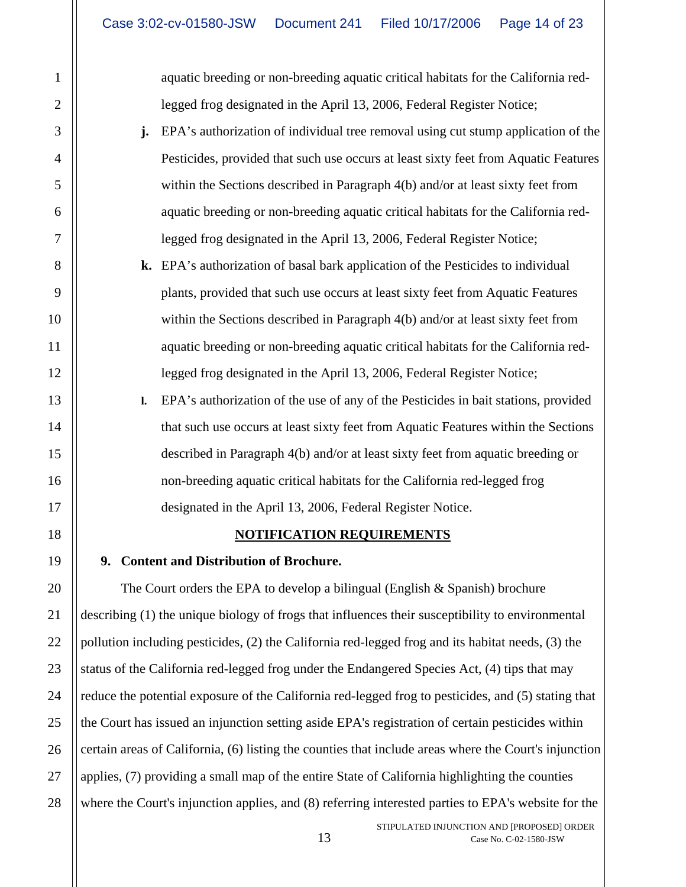aquatic breeding or non-breeding aquatic critical habitats for the California red-legged frog designated in the April 13, 2006, Federal Register Notice;

**j.** EPA's authorization of individual tree removal using cut stump application of the Pesticides, provided that such use occurs at least sixty feet from Aquatic Features within the Sections described in Paragraph 4(b) and/or at least sixty feet from aquatic breeding or non-breeding aquatic critical habitats for the California red-legged frog designated in the April 13, 2006, Federal Register Notice;

**k.** EPA's authorization of basal bark application of the Pesticides to individual plants, provided that such use occurs at least sixty feet from Aquatic Features within the Sections described in Paragraph 4(b) and/or at least sixty feet from aquatic breeding or non-breeding aquatic critical habitats for the California red-legged frog designated in the April 13, 2006, Federal Register Notice;

**l.** EPA's authorization of the use of any of the Pesticides in bait stations, provided that such use occurs at least sixty feet from Aquatic Features within the Sections described in Paragraph 4(b) and/or at least sixty feet from aquatic breeding or non-breeding aquatic critical habitats for the California red-legged frog designated in the April 13, 2006, Federal Register Notice.

## NOTIFICATION REQUIREMENTS

**9. Content and Distribution of Brochure.**

The Court orders the EPA to develop a bilingual (English & Spanish) brochure describing (1) the unique biology of frogs that influences their susceptibility to environmental pollution including pesticides, (2) the California red-legged frog and its habitat needs, (3) the status of the California red-legged frog under the Endangered Species Act, (4) tips that may reduce the potential exposure of the California red-legged frog to pesticides, and (5) stating that the Court has issued an injunction setting aside EPA's registration of certain pesticides within certain areas of California, (6) listing the counties that include areas where the Court's injunction applies, (7) providing a small map of the entire State of California highlighting the counties where the Court's injunction applies, and (8) referring interested parties to EPA's website for the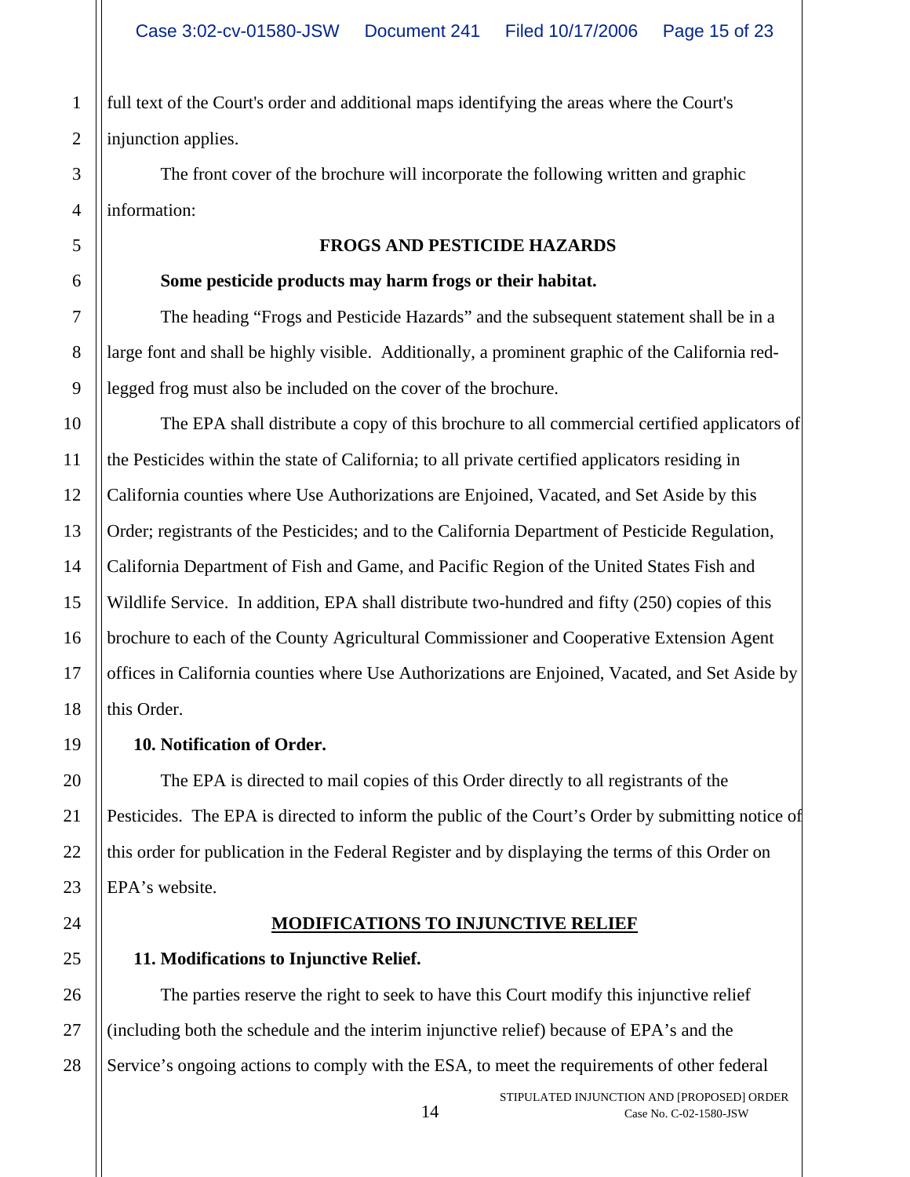full text of the Court's order and additional maps identifying the areas where the Court's injunction applies.

The front cover of the brochure will incorporate the following written and graphic information:

**FROGS AND PESTICIDE HAZARDS**

**Some pesticide products may harm frogs or their habitat.**

The heading "Frogs and Pesticide Hazards" and the subsequent statement shall be in a large font and shall be highly visible. Additionally, a prominent graphic of the California red-legged frog must also be included on the cover of the brochure.

The EPA shall distribute a copy of this brochure to all commercial certified applicators of the Pesticides within the state of California; to all private certified applicators residing in California counties where Use Authorizations are Enjoined, Vacated, and Set Aside by this Order; registrants of the Pesticides; and to the California Department of Pesticide Regulation, California Department of Fish and Game, and Pacific Region of the United States Fish and Wildlife Service. In addition, EPA shall distribute two-hundred and fifty (250) copies of this brochure to each of the County Agricultural Commissioner and Cooperative Extension Agent offices in California counties where Use Authorizations are Enjoined, Vacated, and Set Aside by this Order.

**10. Notification of Order.**

The EPA is directed to mail copies of this Order directly to all registrants of the Pesticides. The EPA is directed to inform the public of the Court's Order by submitting notice of this order for publication in the Federal Register and by displaying the terms of this Order on EPA's website.

**MODIFICATIONS TO INJUNCTIVE RELIEF**

**11. Modifications to Injunctive Relief.**

The parties reserve the right to seek to have this Court modify this injunctive relief (including both the schedule and the interim injunctive relief) because of EPA's and the Service's ongoing actions to comply with the ESA, to meet the requirements of other federal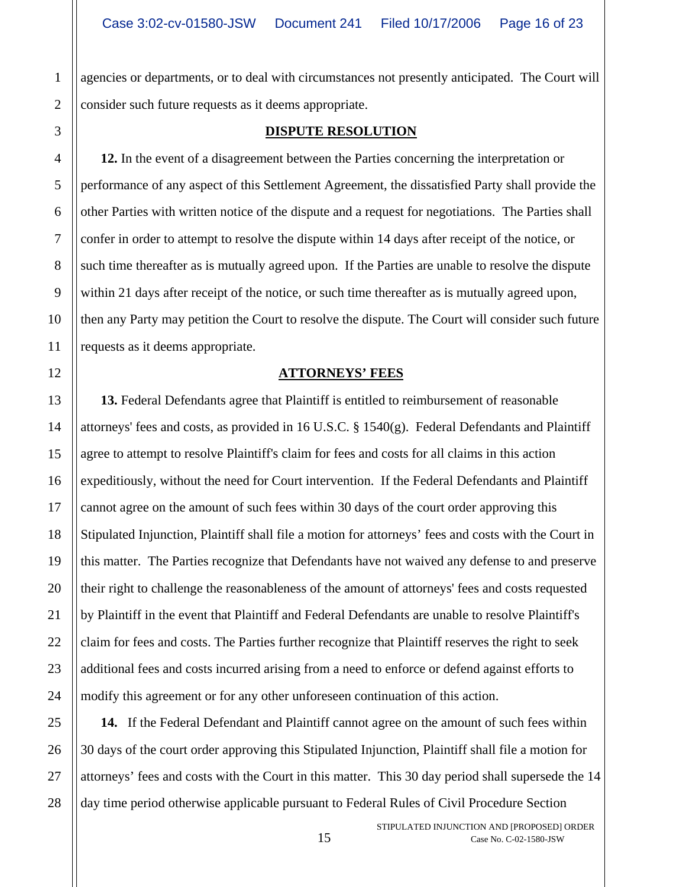agencies or departments, or to deal with circumstances not presently anticipated. The Court will consider such future requests as it deems appropriate.

## DISPUTE RESOLUTION

**12.** In the event of a disagreement between the Parties concerning the interpretation or performance of any aspect of this Settlement Agreement, the dissatisfied Party shall provide the other Parties with written notice of the dispute and a request for negotiations. The Parties shall confer in order to attempt to resolve the dispute within 14 days after receipt of the notice, or such time thereafter as is mutually agreed upon. If the Parties are unable to resolve the dispute within 21 days after receipt of the notice, or such time thereafter as is mutually agreed upon, then any Party may petition the Court to resolve the dispute. The Court will consider such future requests as it deems appropriate.

## ATTORNEYS' FEES

**13.** Federal Defendants agree that Plaintiff is entitled to reimbursement of reasonable attorneys' fees and costs, as provided in 16 U.S.C. § 1540(g). Federal Defendants and Plaintiff agree to attempt to resolve Plaintiff's claim for fees and costs for all claims in this action expeditiously, without the need for Court intervention. If the Federal Defendants and Plaintiff cannot agree on the amount of such fees within 30 days of the court order approving this Stipulated Injunction, Plaintiff shall file a motion for attorneys' fees and costs with the Court in this matter. The Parties recognize that Defendants have not waived any defense to and preserve their right to challenge the reasonableness of the amount of attorneys' fees and costs requested by Plaintiff in the event that Plaintiff and Federal Defendants are unable to resolve Plaintiff's claim for fees and costs. The Parties further recognize that Plaintiff reserves the right to seek additional fees and costs incurred arising from a need to enforce or defend against efforts to modify this agreement or for any other unforeseen continuation of this action.

**14.** If the Federal Defendant and Plaintiff cannot agree on the amount of such fees within 30 days of the court order approving this Stipulated Injunction, Plaintiff shall file a motion for attorneys' fees and costs with the Court in this matter. This 30 day period shall supersede the 14 day time period otherwise applicable pursuant to Federal Rules of Civil Procedure Section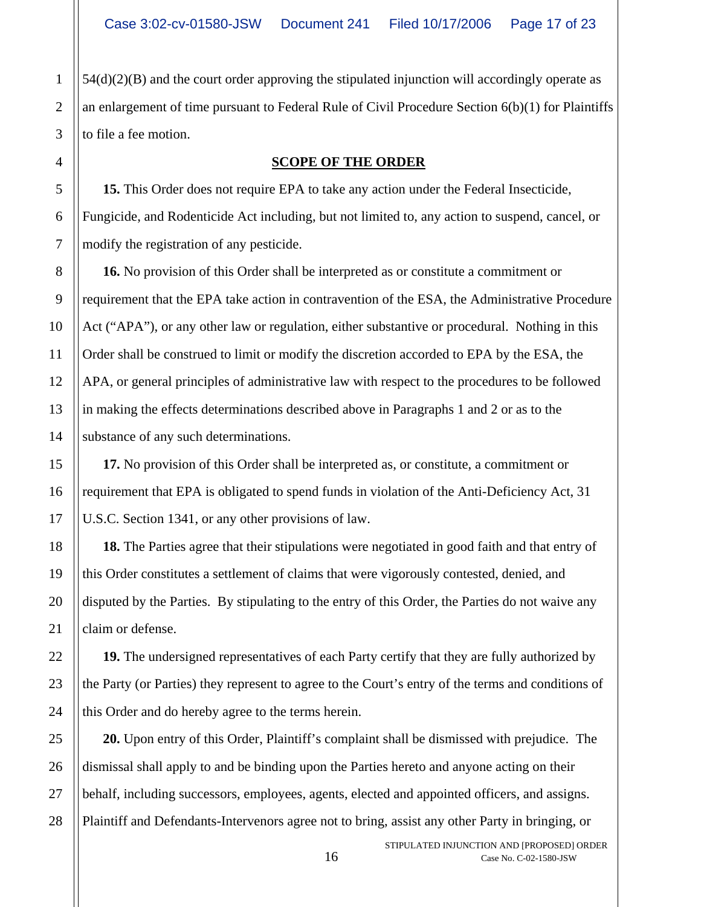54(d)(2)(B) and the court order approving the stipulated injunction will accordingly operate as an enlargement of time pursuant to Federal Rule of Civil Procedure Section 6(b)(1) for Plaintiffs to file a fee motion.

## SCOPE OF THE ORDER

**15.** This Order does not require EPA to take any action under the Federal Insecticide, Fungicide, and Rodenticide Act including, but not limited to, any action to suspend, cancel, or modify the registration of any pesticide.

**16.** No provision of this Order shall be interpreted as or constitute a commitment or requirement that the EPA take action in contravention of the ESA, the Administrative Procedure Act ("APA"), or any other law or regulation, either substantive or procedural. Nothing in this Order shall be construed to limit or modify the discretion accorded to EPA by the ESA, the APA, or general principles of administrative law with respect to the procedures to be followed in making the effects determinations described above in Paragraphs 1 and 2 or as to the substance of any such determinations.

**17.** No provision of this Order shall be interpreted as, or constitute, a commitment or requirement that EPA is obligated to spend funds in violation of the Anti-Deficiency Act, 31 U.S.C. Section 1341, or any other provisions of law.

**18.** The Parties agree that their stipulations were negotiated in good faith and that entry of this Order constitutes a settlement of claims that were vigorously contested, denied, and disputed by the Parties. By stipulating to the entry of this Order, the Parties do not waive any claim or defense.

**19.** The undersigned representatives of each Party certify that they are fully authorized by the Party (or Parties) they represent to agree to the Court's entry of the terms and conditions of this Order and do hereby agree to the terms herein.

**20.** Upon entry of this Order, Plaintiff's complaint shall be dismissed with prejudice. The dismissal shall apply to and be binding upon the Parties hereto and anyone acting on their behalf, including successors, employees, agents, elected and appointed officers, and assigns. Plaintiff and Defendants-Intervenors agree not to bring, assist any other Party in bringing, or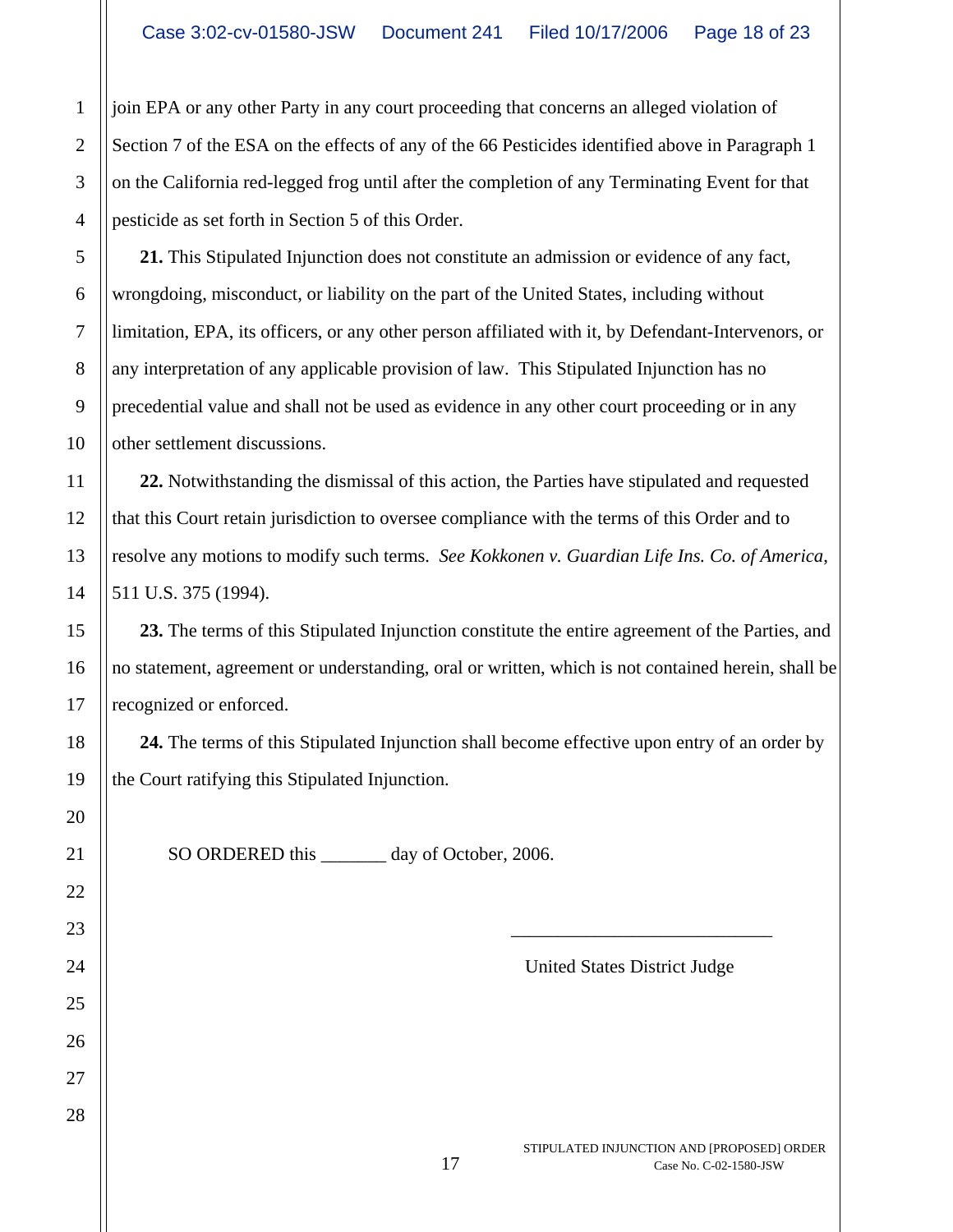join EPA or any other Party in any court proceeding that concerns an alleged violation of Section 7 of the ESA on the effects of any of the 66 Pesticides identified above in Paragraph 1 on the California red-legged frog until after the completion of any Terminating Event for that pesticide as set forth in Section 5 of this Order.

**21.** This Stipulated Injunction does not constitute an admission or evidence of any fact, wrongdoing, misconduct, or liability on the part of the United States, including without limitation, EPA, its officers, or any other person affiliated with it, by Defendant-Intervenors, or any interpretation of any applicable provision of law. This Stipulated Injunction has no precedential value and shall not be used as evidence in any other court proceeding or in any other settlement discussions.

**22.** Notwithstanding the dismissal of this action, the Parties have stipulated and requested that this Court retain jurisdiction to oversee compliance with the terms of this Order and to resolve any motions to modify such terms. *See Kokkonen v. Guardian Life Ins. Co. of America*, 511 U.S. 375 (1994).

**23.** The terms of this Stipulated Injunction constitute the entire agreement of the Parties, and no statement, agreement or understanding, oral or written, which is not contained herein, shall be recognized or enforced.

**24.** The terms of this Stipulated Injunction shall become effective upon entry of an order by the Court ratifying this Stipulated Injunction.

SO ORDERED this _______ day of October, 2006.

___________________________

United States District Judge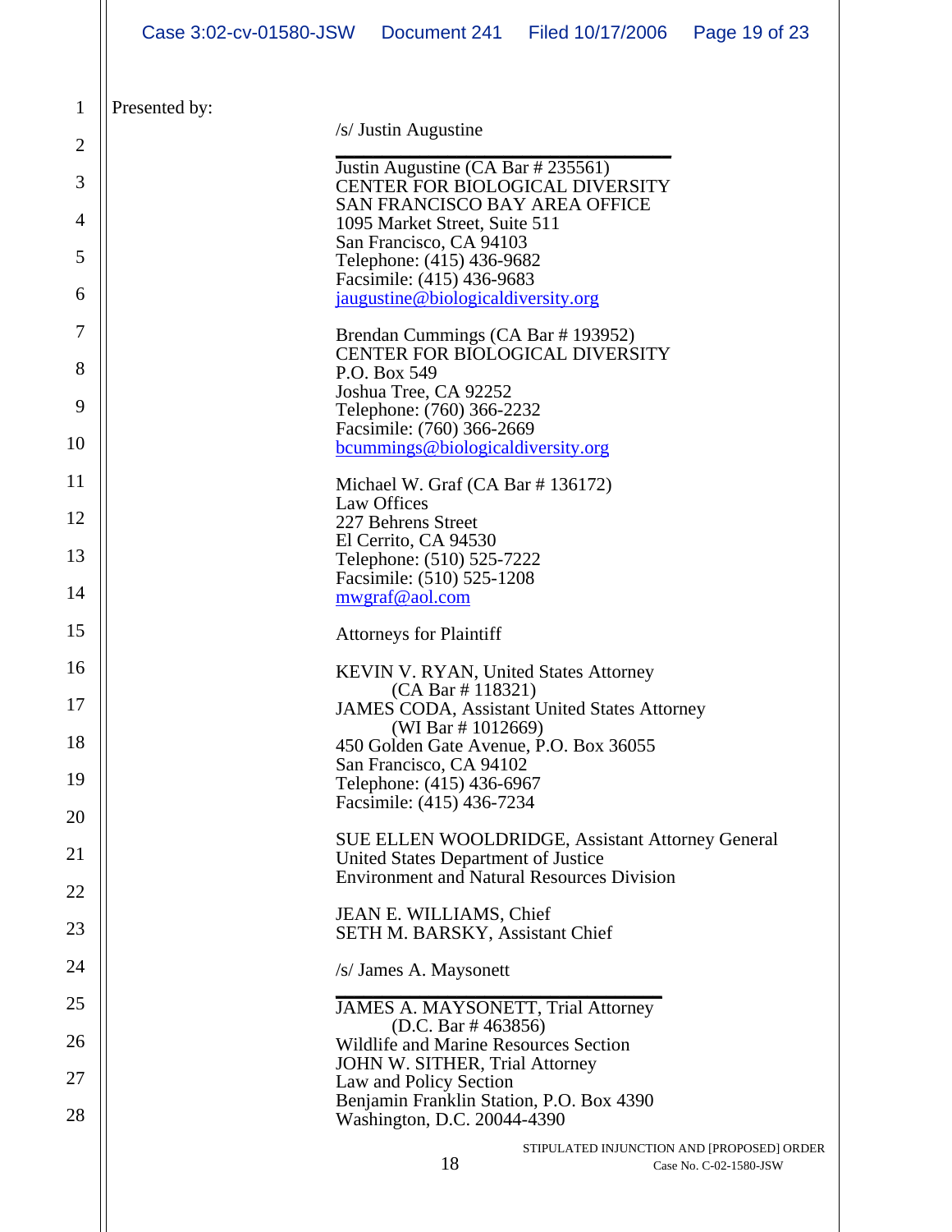Presented by:

/s/ Justin Augustine

Justin Augustine (CA Bar # 235561)
CENTER FOR BIOLOGICAL DIVERSITY
SAN FRANCISCO BAY AREA OFFICE
1095 Market Street, Suite 511
San Francisco, CA 94103
Telephone: (415) 436-9682
Facsimile: (415) 436-9683
jaugustine@biologicaldiversity.org

Brendan Cummings (CA Bar # 193952)
CENTER FOR BIOLOGICAL DIVERSITY
P.O. Box 549
Joshua Tree, CA 92252
Telephone: (760) 366-2232
Facsimile: (760) 366-2669
bcummings@biologicaldiversity.org

Michael W. Graf (CA Bar # 136172)
Law Offices
227 Behrens Street
El Cerrito, CA 94530
Telephone: (510) 525-7222
Facsimile: (510) 525-1208
mwgraf@aol.com

Attorneys for Plaintiff

KEVIN V. RYAN, United States Attorney
(CA Bar # 118321)
JAMES CODA, Assistant United States Attorney
(WI Bar # 1012669)
450 Golden Gate Avenue, P.O. Box 36055
San Francisco, CA 94102
Telephone: (415) 436-6967
Facsimile: (415) 436-7234

SUE ELLEN WOOLDRIDGE, Assistant Attorney General
United States Department of Justice
Environment and Natural Resources Division

JEAN E. WILLIAMS, Chief
SETH M. BARSKY, Assistant Chief

/s/ James A. Maysonett

JAMES A. MAYSONETT, Trial Attorney
(D.C. Bar # 463856)
Wildlife and Marine Resources Section
JOHN W. SITHER, Trial Attorney
Law and Policy Section
Benjamin Franklin Station, P.O. Box 4390
Washington, D.C. 20044-4390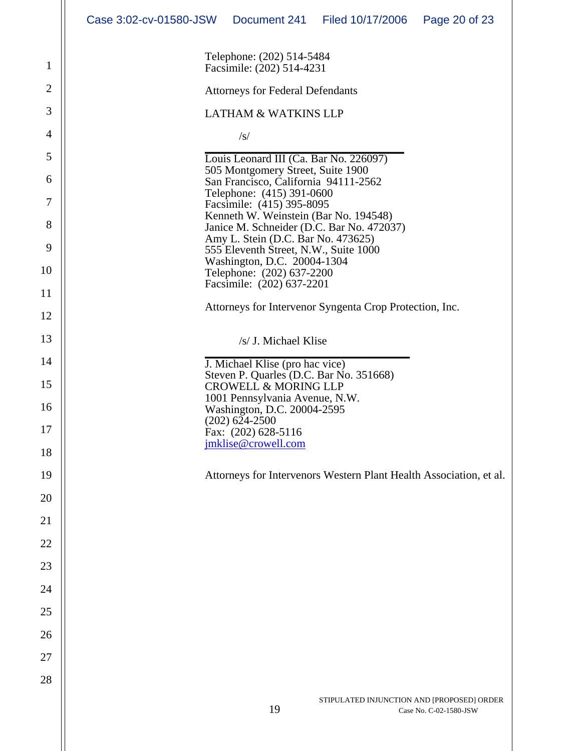Telephone: (202) 514-5484
Facsimile: (202) 514-4231

Attorneys for Federal Defendants

LATHAM & WATKINS LLP

/s/

_______________________________

Louis Leonard III (Ca. Bar No. 226097)
505 Montgomery Street, Suite 1900
San Francisco, California 94111-2562
Telephone: (415) 391-0600
Facsimile: (415) 395-8095
Kenneth W. Weinstein (Bar No. 194548)
Janice M. Schneider (D.C. Bar No. 472037)
Amy L. Stein (D.C. Bar No. 473625)
555 Eleventh Street, N.W., Suite 1000
Washington, D.C. 20004-1304
Telephone: (202) 637-2200
Facsimile: (202) 637-2201

Attorneys for Intervenor Syngenta Crop Protection, Inc.

/s/ J. Michael Klise

_______________________________

J. Michael Klise (pro hac vice)
Steven P. Quarles (D.C. Bar No. 351668)
CROWELL & MORING LLP
1001 Pennsylvania Avenue, N.W.
Washington, D.C. 20004-2595
(202) 624-2500
Fax: (202) 628-5116
jmklise@crowell.com

Attorneys for Intervenors Western Plant Health Association, et al.

STIPULATED INJUNCTION AND [PROPOSED] ORDER
Case No. C-02-1580-JSW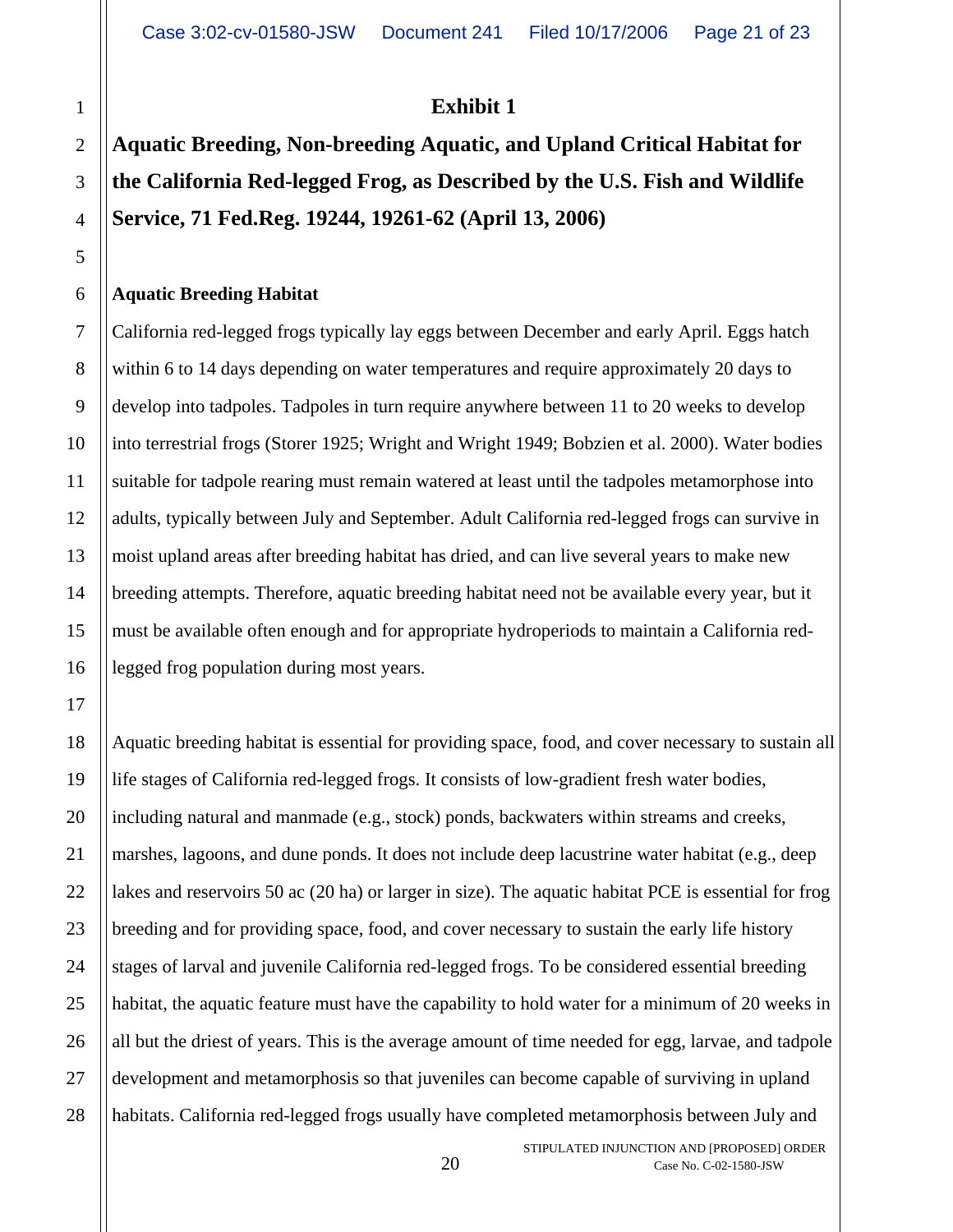## Exhibit 1

## Aquatic Breeding, Non-breeding Aquatic, and Upland Critical Habitat for the California Red-legged Frog, as Described by the U.S. Fish and Wildlife Service, 71 Fed.Reg. 19244, 19261-62 (April 13, 2006)

### Aquatic Breeding Habitat

California red-legged frogs typically lay eggs between December and early April. Eggs hatch within 6 to 14 days depending on water temperatures and require approximately 20 days to develop into tadpoles. Tadpoles in turn require anywhere between 11 to 20 weeks to develop into terrestrial frogs (Storer 1925; Wright and Wright 1949; Bobzien et al. 2000). Water bodies suitable for tadpole rearing must remain watered at least until the tadpoles metamorphose into adults, typically between July and September. Adult California red-legged frogs can survive in moist upland areas after breeding habitat has dried, and can live several years to make new breeding attempts. Therefore, aquatic breeding habitat need not be available every year, but it must be available often enough and for appropriate hydroperiods to maintain a California red-legged frog population during most years.

Aquatic breeding habitat is essential for providing space, food, and cover necessary to sustain all life stages of California red-legged frogs. It consists of low-gradient fresh water bodies, including natural and manmade (e.g., stock) ponds, backwaters within streams and creeks, marshes, lagoons, and dune ponds. It does not include deep lacustrine water habitat (e.g., deep lakes and reservoirs 50 ac (20 ha) or larger in size). The aquatic habitat PCE is essential for frog breeding and for providing space, food, and cover necessary to sustain the early life history stages of larval and juvenile California red-legged frogs. To be considered essential breeding habitat, the aquatic feature must have the capability to hold water for a minimum of 20 weeks in all but the driest of years. This is the average amount of time needed for egg, larvae, and tadpole development and metamorphosis so that juveniles can become capable of surviving in upland habitats. California red-legged frogs usually have completed metamorphosis between July and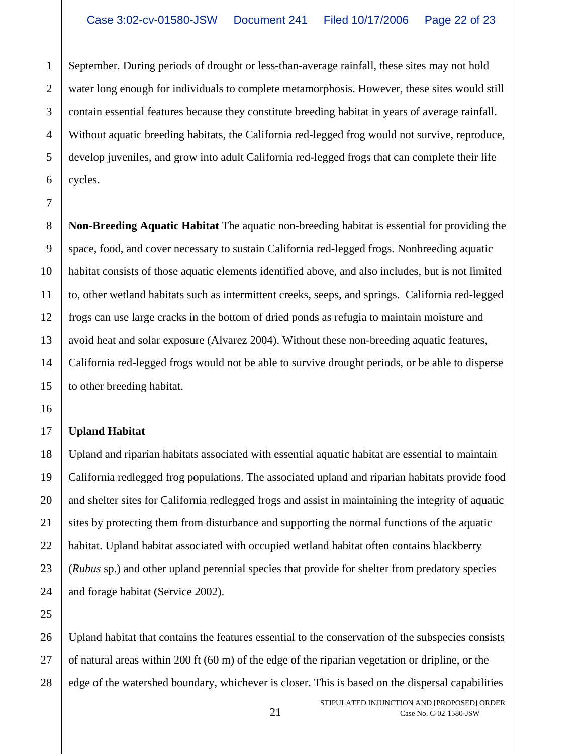September. During periods of drought or less-than-average rainfall, these sites may not hold water long enough for individuals to complete metamorphosis. However, these sites would still contain essential features because they constitute breeding habitat in years of average rainfall. Without aquatic breeding habitats, the California red-legged frog would not survive, reproduce, develop juveniles, and grow into adult California red-legged frogs that can complete their life cycles.

**Non-Breeding Aquatic Habitat** The aquatic non-breeding habitat is essential for providing the space, food, and cover necessary to sustain California red-legged frogs. Nonbreeding aquatic habitat consists of those aquatic elements identified above, and also includes, but is not limited to, other wetland habitats such as intermittent creeks, seeps, and springs. California red-legged frogs can use large cracks in the bottom of dried ponds as refugia to maintain moisture and avoid heat and solar exposure (Alvarez 2004). Without these non-breeding aquatic features, California red-legged frogs would not be able to survive drought periods, or be able to disperse to other breeding habitat.

**Upland Habitat**

Upland and riparian habitats associated with essential aquatic habitat are essential to maintain California redlegged frog populations. The associated upland and riparian habitats provide food and shelter sites for California redlegged frogs and assist in maintaining the integrity of aquatic sites by protecting them from disturbance and supporting the normal functions of the aquatic habitat. Upland habitat associated with occupied wetland habitat often contains blackberry (*Rubus* sp.) and other upland perennial species that provide for shelter from predatory species and forage habitat (Service 2002).

Upland habitat that contains the features essential to the conservation of the subspecies consists of natural areas within 200 ft (60 m) of the edge of the riparian vegetation or dripline, or the edge of the watershed boundary, whichever is closer. This is based on the dispersal capabilities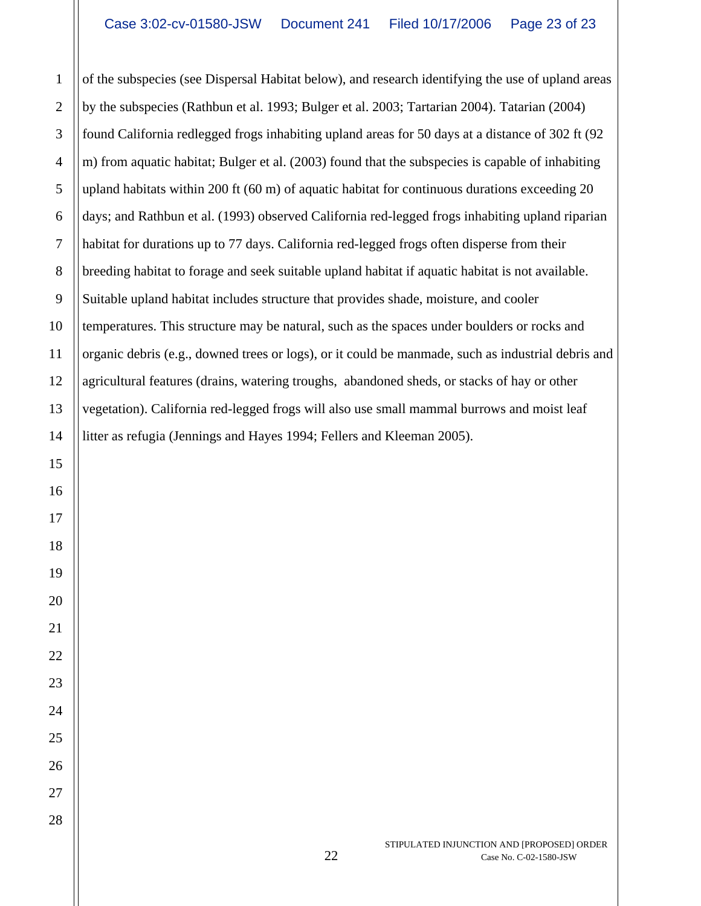of the subspecies (see Dispersal Habitat below), and research identifying the use of upland areas by the subspecies (Rathbun et al. 1993; Bulger et al. 2003; Tartarian 2004). Tatarian (2004) found California redlegged frogs inhabiting upland areas for 50 days at a distance of 302 ft (92 m) from aquatic habitat; Bulger et al. (2003) found that the subspecies is capable of inhabiting upland habitats within 200 ft (60 m) of aquatic habitat for continuous durations exceeding 20 days; and Rathbun et al. (1993) observed California red-legged frogs inhabiting upland riparian habitat for durations up to 77 days. California red-legged frogs often disperse from their breeding habitat to forage and seek suitable upland habitat if aquatic habitat is not available. Suitable upland habitat includes structure that provides shade, moisture, and cooler temperatures. This structure may be natural, such as the spaces under boulders or rocks and organic debris (e.g., downed trees or logs), or it could be manmade, such as industrial debris and agricultural features (drains, watering troughs, abandoned sheds, or stacks of hay or other vegetation). California red-legged frogs will also use small mammal burrows and moist leaf litter as refugia (Jennings and Hayes 1994; Fellers and Kleeman 2005).